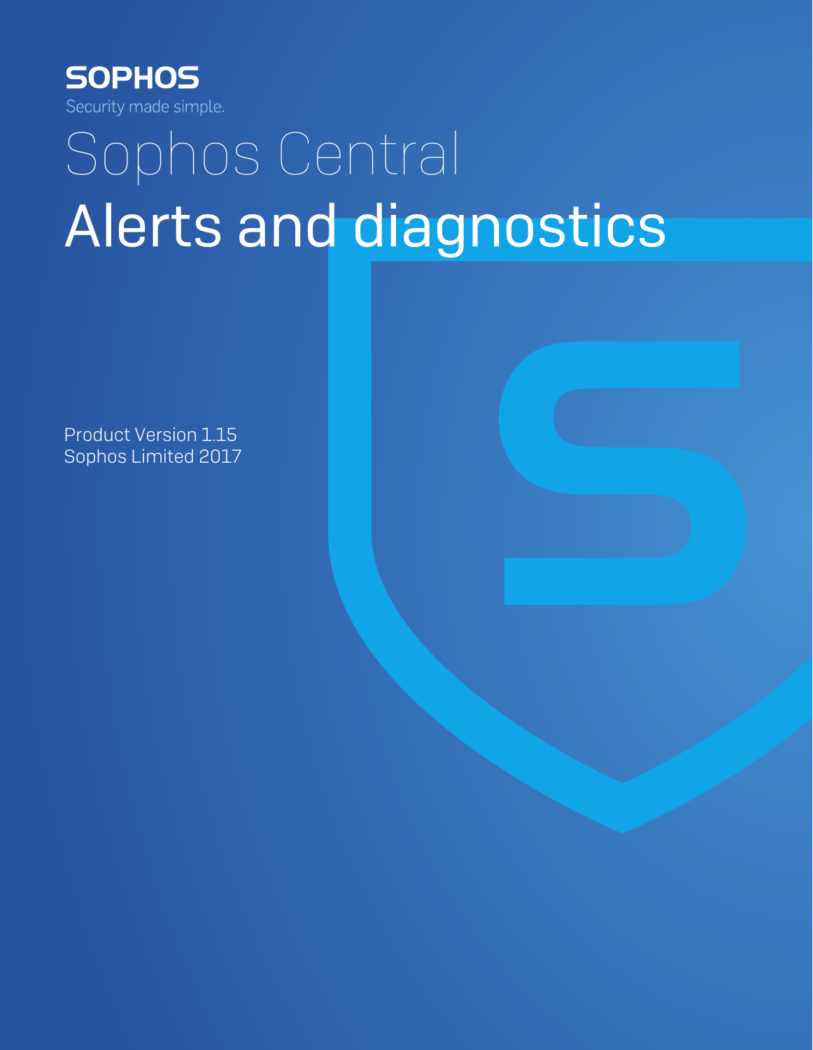SOPHOS

Security made simple.

# Sophos Central

# Alerts and diagnostics

Product Version 1.15

Sophos Limited 2017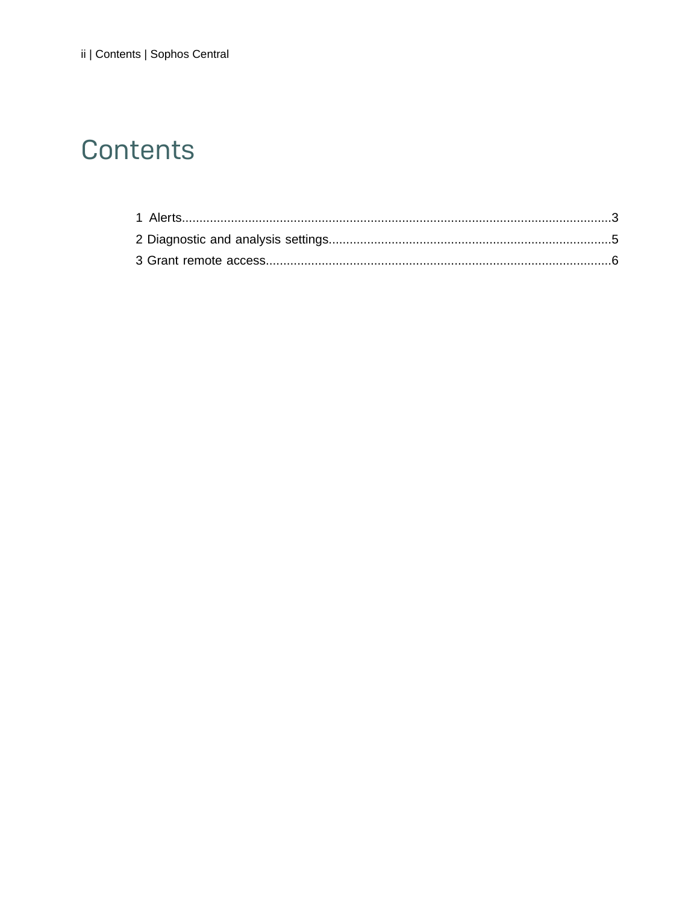# Contents

1 Alerts....................................................................................................................3

2 Diagnostic and analysis settings..................................................................................5

3 Grant remote access...................................................................................................6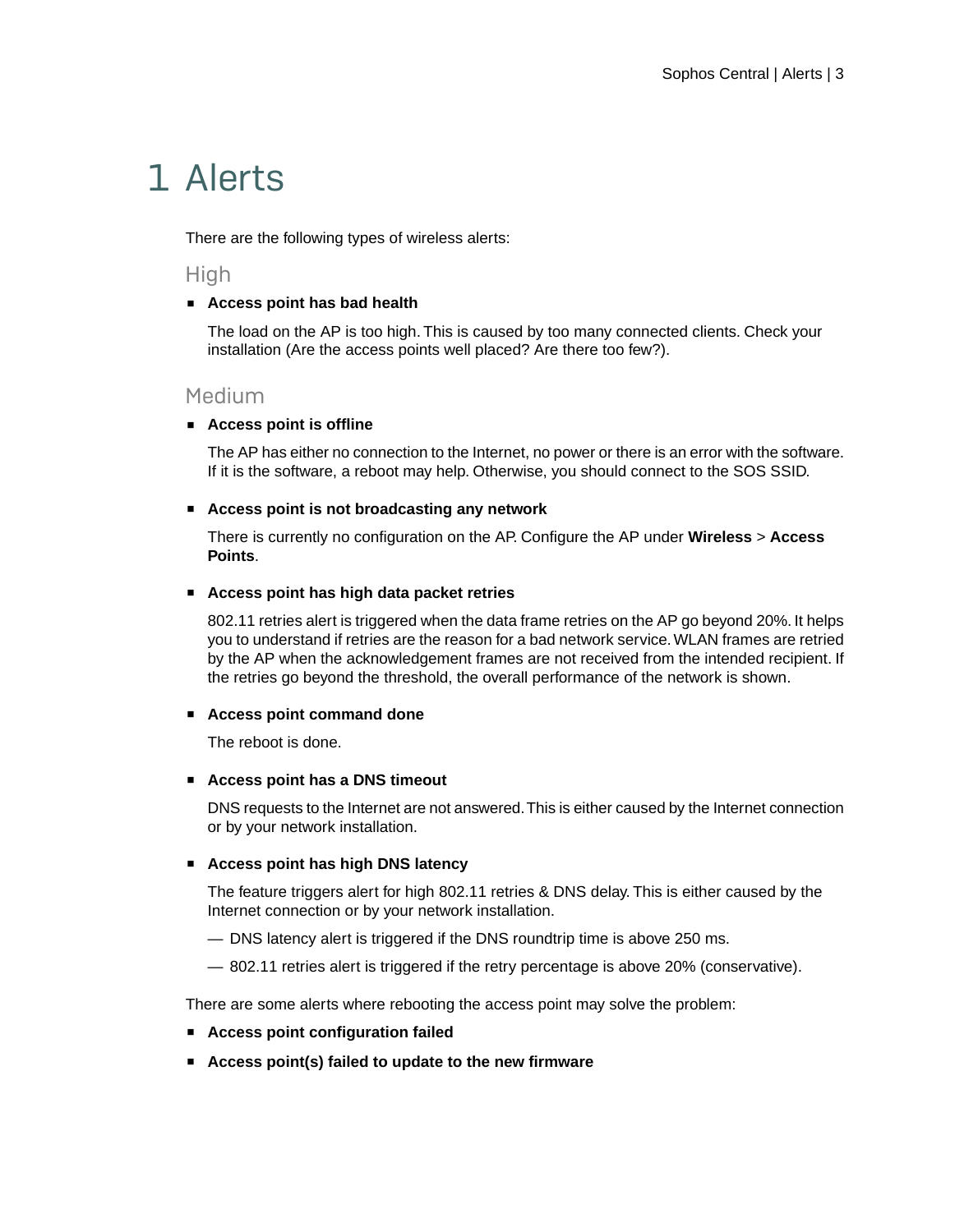# 1 Alerts

There are the following types of wireless alerts:

## High

- **Access point has bad health**

  The load on the AP is too high. This is caused by too many connected clients. Check your installation (Are the access points well placed? Are there too few?).

## Medium

- **Access point is offline**

  The AP has either no connection to the Internet, no power or there is an error with the software. If it is the software, a reboot may help. Otherwise, you should connect to the SOS SSID.

- **Access point is not broadcasting any network**

  There is currently no configuration on the AP. Configure the AP under **Wireless** > **Access Points**.

- **Access point has high data packet retries**

  802.11 retries alert is triggered when the data frame retries on the AP go beyond 20%. It helps you to understand if retries are the reason for a bad network service. WLAN frames are retried by the AP when the acknowledgement frames are not received from the intended recipient. If the retries go beyond the threshold, the overall performance of the network is shown.

- **Access point command done**

  The reboot is done.

- **Access point has a DNS timeout**

  DNS requests to the Internet are not answered. This is either caused by the Internet connection or by your network installation.

- **Access point has high DNS latency**

  The feature triggers alert for high 802.11 retries & DNS delay. This is either caused by the Internet connection or by your network installation.

  — DNS latency alert is triggered if the DNS roundtrip time is above 250 ms.

  — 802.11 retries alert is triggered if the retry percentage is above 20% (conservative).

There are some alerts where rebooting the access point may solve the problem:

- **Access point configuration failed**
- **Access point(s) failed to update to the new firmware**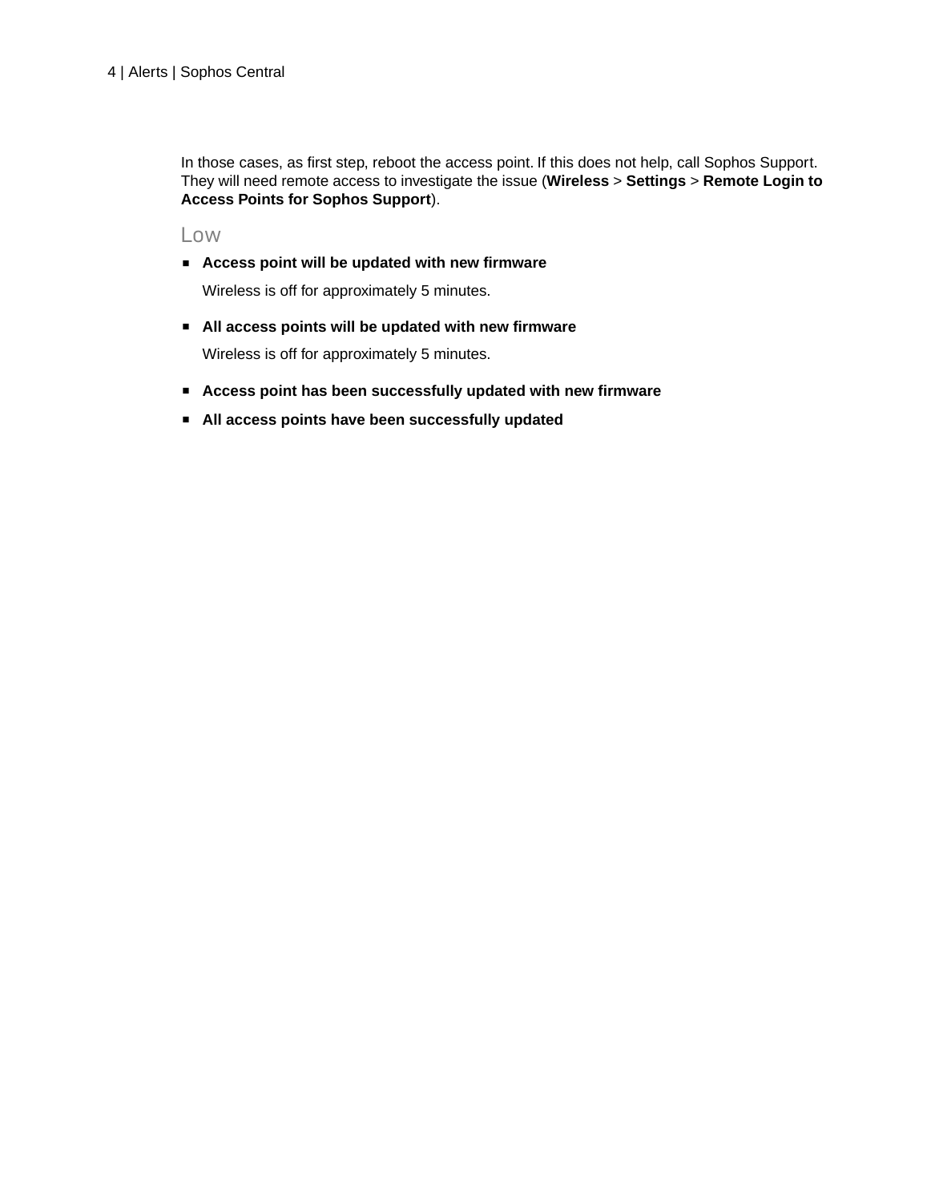In those cases, as first step, reboot the access point. If this does not help, call Sophos Support. They will need remote access to investigate the issue (**Wireless** > **Settings** > **Remote Login to Access Points for Sophos Support**).

### Low

- **Access point will be updated with new firmware**

  Wireless is off for approximately 5 minutes.

- **All access points will be updated with new firmware**

  Wireless is off for approximately 5 minutes.

- **Access point has been successfully updated with new firmware**
- **All access points have been successfully updated**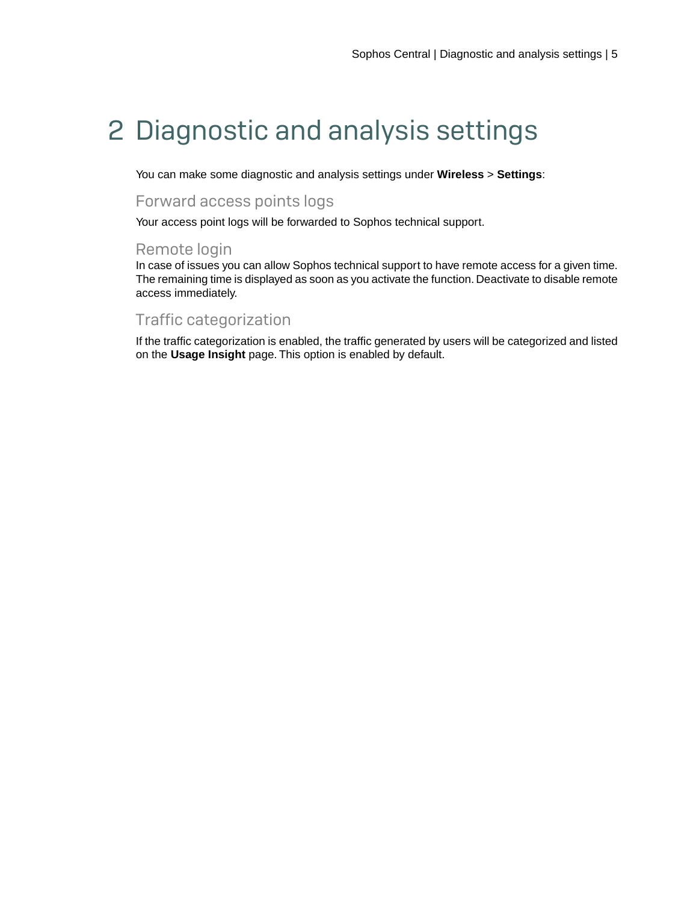# 2 Diagnostic and analysis settings

You can make some diagnostic and analysis settings under **Wireless** > **Settings**:

## Forward access points logs

Your access point logs will be forwarded to Sophos technical support.

## Remote login

In case of issues you can allow Sophos technical support to have remote access for a given time. The remaining time is displayed as soon as you activate the function. Deactivate to disable remote access immediately.

## Traffic categorization

If the traffic categorization is enabled, the traffic generated by users will be categorized and listed on the **Usage Insight** page. This option is enabled by default.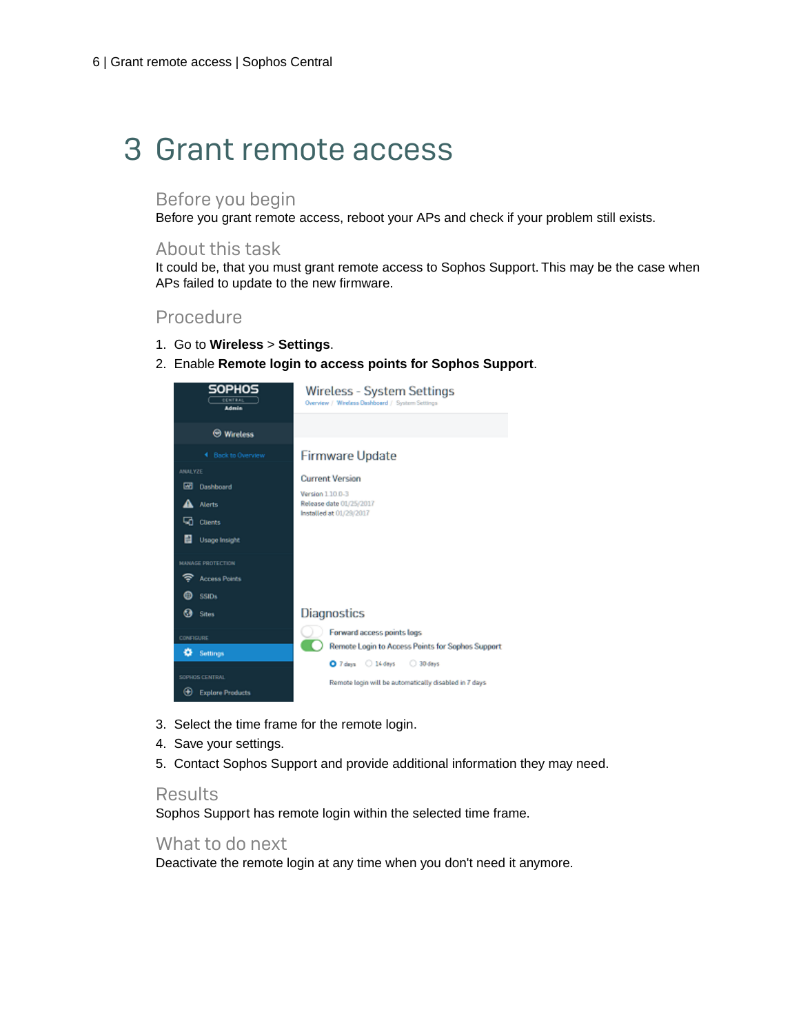# 3 Grant remote access

## Before you begin

Before you grant remote access, reboot your APs and check if your problem still exists.

## About this task

It could be, that you must grant remote access to Sophos Support. This may be the case when APs failed to update to the new firmware.

## Procedure

1. Go to **Wireless** > **Settings**.
2. Enable **Remote login to access points for Sophos Support**.
3. Select the time frame for the remote login.
4. Save your settings.
5. Contact Sophos Support and provide additional information they may need.

## Results

Sophos Support has remote login within the selected time frame.

## What to do next

Deactivate the remote login at any time when you don't need it anymore.